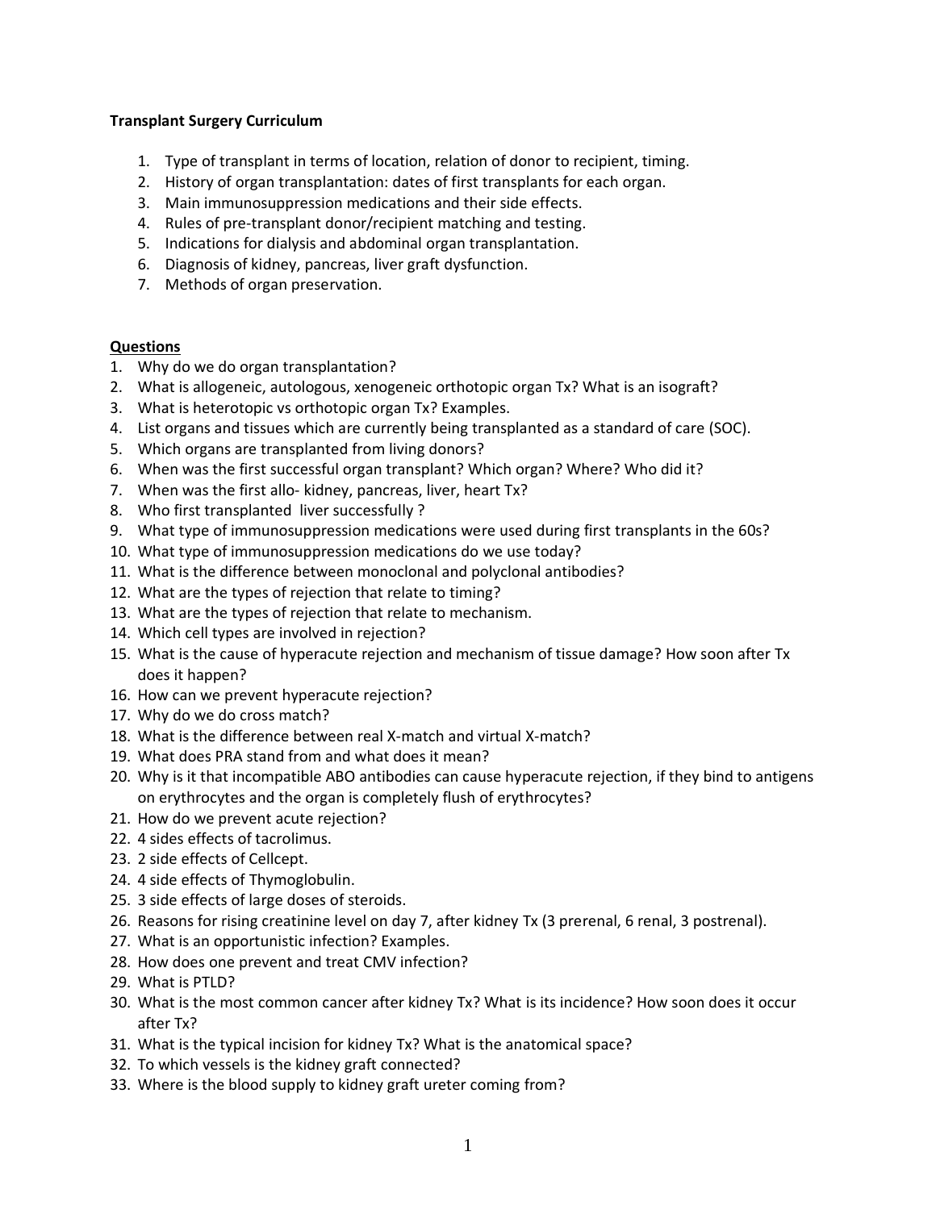**Transplant Surgery Curriculum**

1. Type of transplant in terms of location, relation of donor to recipient, timing.
2. History of organ transplantation: dates of first transplants for each organ.
3. Main immunosuppression medications and their side effects.
4. Rules of pre-transplant donor/recipient matching and testing.
5. Indications for dialysis and abdominal organ transplantation.
6. Diagnosis of kidney, pancreas, liver graft dysfunction.
7. Methods of organ preservation.

<u>**Questions**</u>

1. Why do we do organ transplantation?
2. What is allogeneic, autologous, xenogeneic orthotopic organ Tx? What is an isograft?
3. What is heterotopic vs orthotopic organ Tx? Examples.
4. List organs and tissues which are currently being transplanted as a standard of care (SOC).
5. Which organs are transplanted from living donors?
6. When was the first successful organ transplant? Which organ? Where? Who did it?
7. When was the first allo- kidney, pancreas, liver, heart Tx?
8. Who first transplanted liver successfully ?
9. What type of immunosuppression medications were used during first transplants in the 60s?
10. What type of immunosuppression medications do we use today?
11. What is the difference between monoclonal and polyclonal antibodies?
12. What are the types of rejection that relate to timing?
13. What are the types of rejection that relate to mechanism.
14. Which cell types are involved in rejection?
15. What is the cause of hyperacute rejection and mechanism of tissue damage? How soon after Tx does it happen?
16. How can we prevent hyperacute rejection?
17. Why do we do cross match?
18. What is the difference between real X-match and virtual X-match?
19. What does PRA stand from and what does it mean?
20. Why is it that incompatible ABO antibodies can cause hyperacute rejection, if they bind to antigens on erythrocytes and the organ is completely flush of erythrocytes?
21. How do we prevent acute rejection?
22. 4 sides effects of tacrolimus.
23. 2 side effects of Cellcept.
24. 4 side effects of Thymoglobulin.
25. 3 side effects of large doses of steroids.
26. Reasons for rising creatinine level on day 7, after kidney Tx (3 prerenal, 6 renal, 3 postrenal).
27. What is an opportunistic infection? Examples.
28. How does one prevent and treat CMV infection?
29. What is PTLD?
30. What is the most common cancer after kidney Tx? What is its incidence? How soon does it occur after Tx?
31. What is the typical incision for kidney Tx? What is the anatomical space?
32. To which vessels is the kidney graft connected?
33. Where is the blood supply to kidney graft ureter coming from?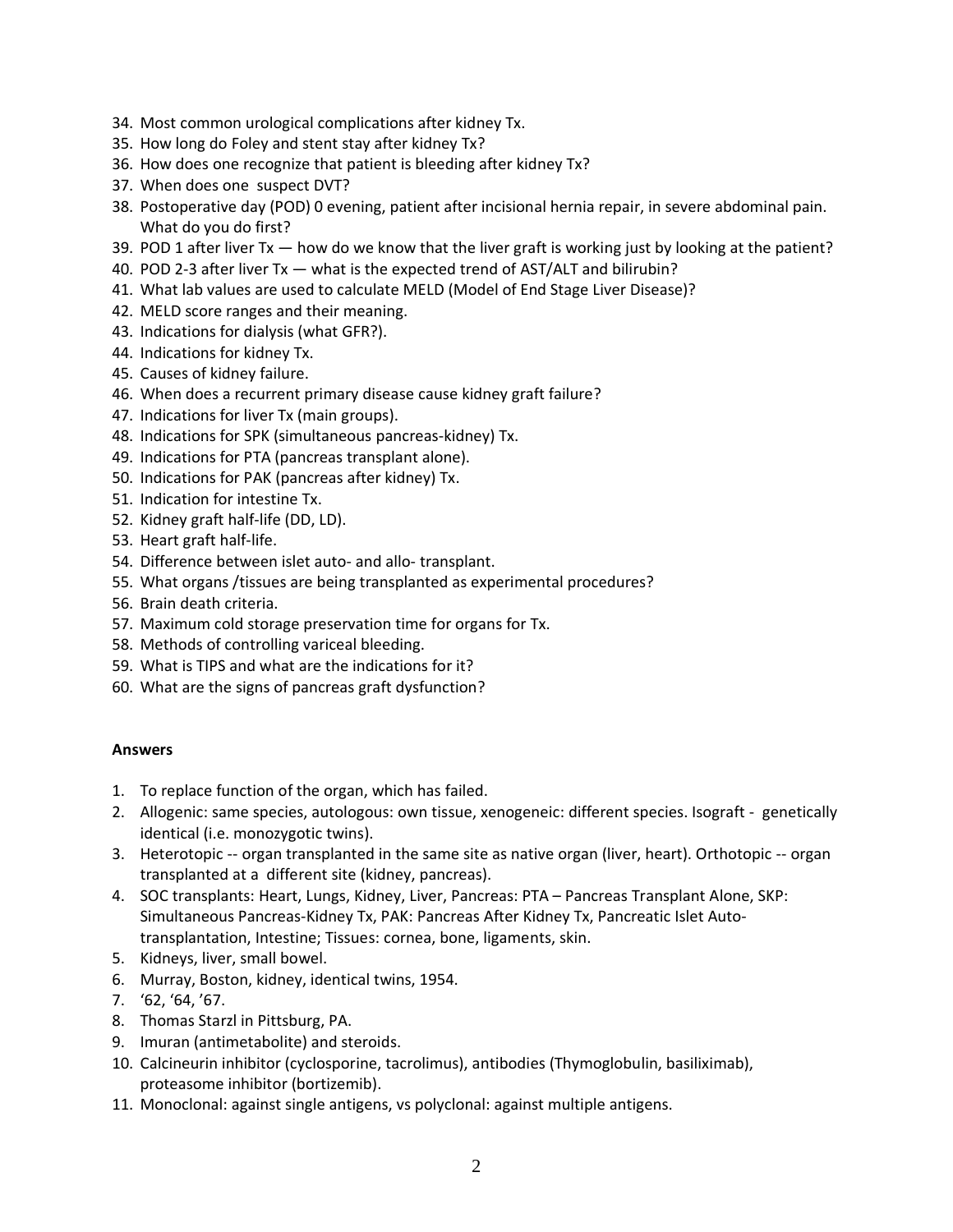34. Most common urological complications after kidney Tx.
35. How long do Foley and stent stay after kidney Tx?
36. How does one recognize that patient is bleeding after kidney Tx?
37. When does one suspect DVT?
38. Postoperative day (POD) 0 evening, patient after incisional hernia repair, in severe abdominal pain. What do you do first?
39. POD 1 after liver Tx — how do we know that the liver graft is working just by looking at the patient?
40. POD 2-3 after liver Tx — what is the expected trend of AST/ALT and bilirubin?
41. What lab values are used to calculate MELD (Model of End Stage Liver Disease)?
42. MELD score ranges and their meaning.
43. Indications for dialysis (what GFR?).
44. Indications for kidney Tx.
45. Causes of kidney failure.
46. When does a recurrent primary disease cause kidney graft failure?
47. Indications for liver Tx (main groups).
48. Indications for SPK (simultaneous pancreas-kidney) Tx.
49. Indications for PTA (pancreas transplant alone).
50. Indications for PAK (pancreas after kidney) Tx.
51. Indication for intestine Tx.
52. Kidney graft half-life (DD, LD).
53. Heart graft half-life.
54. Difference between islet auto- and allo- transplant.
55. What organs /tissues are being transplanted as experimental procedures?
56. Brain death criteria.
57. Maximum cold storage preservation time for organs for Tx.
58. Methods of controlling variceal bleeding.
59. What is TIPS and what are the indications for it?
60. What are the signs of pancreas graft dysfunction?

**Answers**

1. To replace function of the organ, which has failed.
2. Allogenic: same species, autologous: own tissue, xenogeneic: different species. Isograft - genetically identical (i.e. monozygotic twins).
3. Heterotopic -- organ transplanted in the same site as native organ (liver, heart). Orthotopic -- organ transplanted at a different site (kidney, pancreas).
4. SOC transplants: Heart, Lungs, Kidney, Liver, Pancreas: PTA – Pancreas Transplant Alone, SKP: Simultaneous Pancreas-Kidney Tx, PAK: Pancreas After Kidney Tx, Pancreatic Islet Auto-transplantation, Intestine; Tissues: cornea, bone, ligaments, skin.
5. Kidneys, liver, small bowel.
6. Murray, Boston, kidney, identical twins, 1954.
7. '62, '64, '67.
8. Thomas Starzl in Pittsburg, PA.
9. Imuran (antimetabolite) and steroids.
10. Calcineurin inhibitor (cyclosporine, tacrolimus), antibodies (Thymoglobulin, basiliximab), proteasome inhibitor (bortizemib).
11. Monoclonal: against single antigens, vs polyclonal: against multiple antigens.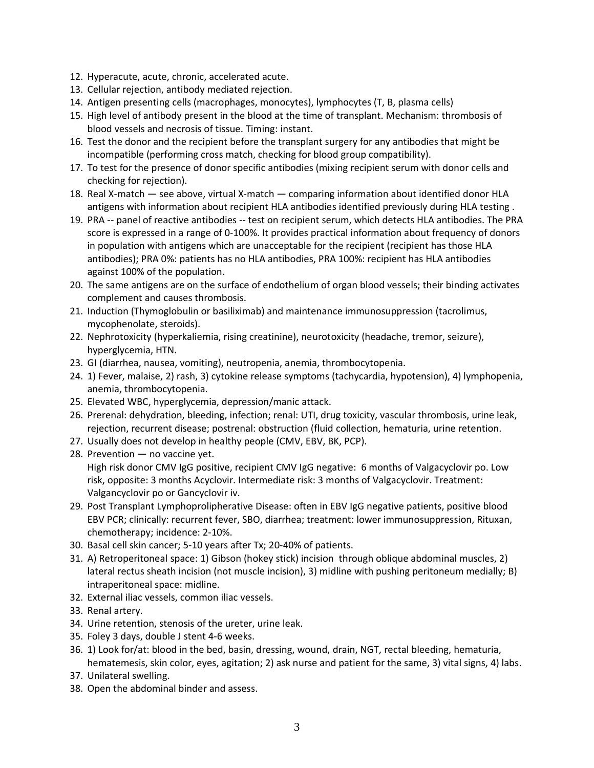12. Hyperacute, acute, chronic, accelerated acute.
13. Cellular rejection, antibody mediated rejection.
14. Antigen presenting cells (macrophages, monocytes), lymphocytes (T, B, plasma cells)
15. High level of antibody present in the blood at the time of transplant. Mechanism: thrombosis of blood vessels and necrosis of tissue. Timing: instant.
16. Test the donor and the recipient before the transplant surgery for any antibodies that might be incompatible (performing cross match, checking for blood group compatibility).
17. To test for the presence of donor specific antibodies (mixing recipient serum with donor cells and checking for rejection).
18. Real X-match — see above, virtual X-match — comparing information about identified donor HLA antigens with information about recipient HLA antibodies identified previously during HLA testing .
19. PRA -- panel of reactive antibodies -- test on recipient serum, which detects HLA antibodies. The PRA score is expressed in a range of 0-100%. It provides practical information about frequency of donors in population with antigens which are unacceptable for the recipient (recipient has those HLA antibodies); PRA 0%: patients has no HLA antibodies, PRA 100%: recipient has HLA antibodies against 100% of the population.
20. The same antigens are on the surface of endothelium of organ blood vessels; their binding activates complement and causes thrombosis.
21. Induction (Thymoglobulin or basiliximab) and maintenance immunosuppression (tacrolimus, mycophenolate, steroids).
22. Nephrotoxicity (hyperkaliemia, rising creatinine), neurotoxicity (headache, tremor, seizure), hyperglycemia, HTN.
23. GI (diarrhea, nausea, vomiting), neutropenia, anemia, thrombocytopenia.
24. 1) Fever, malaise, 2) rash, 3) cytokine release symptoms (tachycardia, hypotension), 4) lymphopenia, anemia, thrombocytopenia.
25. Elevated WBC, hyperglycemia, depression/manic attack.
26. Prerenal: dehydration, bleeding, infection; renal: UTI, drug toxicity, vascular thrombosis, urine leak, rejection, recurrent disease; postrenal: obstruction (fluid collection, hematuria, urine retention.
27. Usually does not develop in healthy people (CMV, EBV, BK, PCP).
28. Prevention — no vaccine yet.
    High risk donor CMV IgG positive, recipient CMV IgG negative: 6 months of Valgacyclovir po. Low risk, opposite: 3 months Acyclovir. Intermediate risk: 3 months of Valgacyclovir. Treatment: Valgancyclovir po or Gancyclovir iv.
29. Post Transplant Lymphoprolipherative Disease: often in EBV IgG negative patients, positive blood EBV PCR; clinically: recurrent fever, SBO, diarrhea; treatment: lower immunosuppression, Rituxan, chemotherapy; incidence: 2-10%.
30. Basal cell skin cancer; 5-10 years after Tx; 20-40% of patients.
31. A) Retroperitoneal space: 1) Gibson (hokey stick) incision through oblique abdominal muscles, 2) lateral rectus sheath incision (not muscle incision), 3) midline with pushing peritoneum medially; B) intraperitoneal space: midline.
32. External iliac vessels, common iliac vessels.
33. Renal artery.
34. Urine retention, stenosis of the ureter, urine leak.
35. Foley 3 days, double J stent 4-6 weeks.
36. 1) Look for/at: blood in the bed, basin, dressing, wound, drain, NGT, rectal bleeding, hematuria, hematemesis, skin color, eyes, agitation; 2) ask nurse and patient for the same, 3) vital signs, 4) labs.
37. Unilateral swelling.
38. Open the abdominal binder and assess.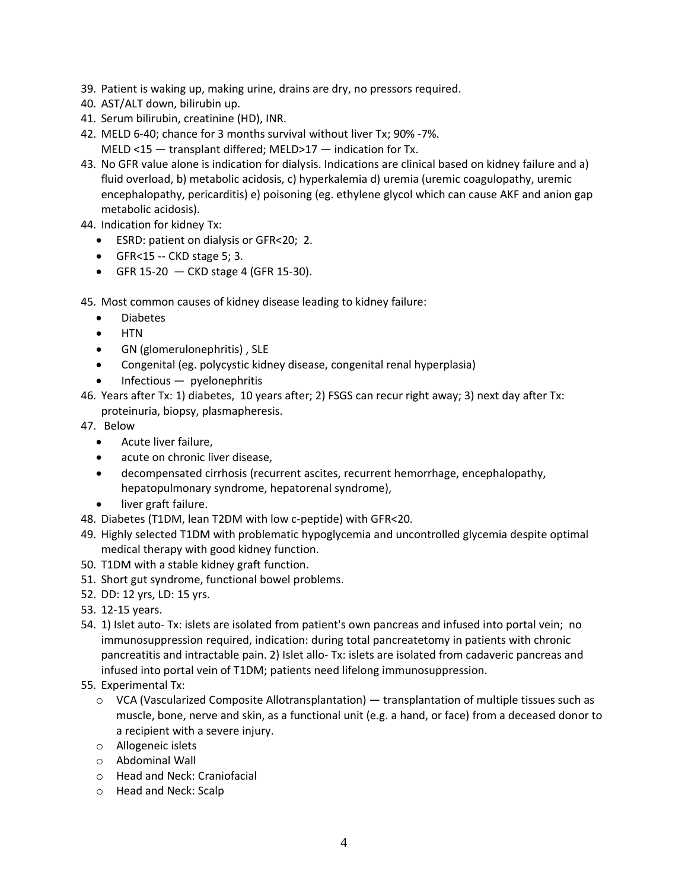39. Patient is waking up, making urine, drains are dry, no pressors required.
40. AST/ALT down, bilirubin up.
41. Serum bilirubin, creatinine (HD), INR.
42. MELD 6-40; chance for 3 months survival without liver Tx; 90% -7%.
    MELD <15 — transplant differed; MELD>17 — indication for Tx.
43. No GFR value alone is indication for dialysis. Indications are clinical based on kidney failure and a) fluid overload, b) metabolic acidosis, c) hyperkalemia d) uremia (uremic coagulopathy, uremic encephalopathy, pericarditis) e) poisoning (eg. ethylene glycol which can cause AKF and anion gap metabolic acidosis).
44. Indication for kidney Tx:
    - ESRD: patient on dialysis or GFR<20;  2.
    - GFR<15 -- CKD stage 5; 3.
    - GFR 15-20  — CKD stage 4 (GFR 15-30).

45. Most common causes of kidney disease leading to kidney failure:
    - Diabetes
    - HTN
    - GN (glomerulonephritis) , SLE
    - Congenital (eg. polycystic kidney disease, congenital renal hyperplasia)
    - Infectious —  pyelonephritis
46. Years after Tx: 1) diabetes,  10 years after; 2) FSGS can recur right away; 3) next day after Tx: proteinuria, biopsy, plasmapheresis.
47. Below
    - Acute liver failure,
    - acute on chronic liver disease,
    - decompensated cirrhosis (recurrent ascites, recurrent hemorrhage, encephalopathy, hepatopulmonary syndrome, hepatorenal syndrome),
    - liver graft failure.
48. Diabetes (T1DM, lean T2DM with low c-peptide) with GFR<20.
49. Highly selected T1DM with problematic hypoglycemia and uncontrolled glycemia despite optimal medical therapy with good kidney function.
50. T1DM with a stable kidney graft function.
51. Short gut syndrome, functional bowel problems.
52. DD: 12 yrs, LD: 15 yrs.
53. 12-15 years.
54. 1) Islet auto- Tx: islets are isolated from patient's own pancreas and infused into portal vein;  no immunosuppression required, indication: during total pancreatetomy in patients with chronic pancreatitis and intractable pain. 2) Islet allo- Tx: islets are isolated from cadaveric pancreas and infused into portal vein of T1DM; patients need lifelong immunosuppression.
55. Experimental Tx:
    - VCA (Vascularized Composite Allotransplantation) — transplantation of multiple tissues such as muscle, bone, nerve and skin, as a functional unit (e.g. a hand, or face) from a deceased donor to a recipient with a severe injury.
    - Allogeneic islets
    - Abdominal Wall
    - Head and Neck: Craniofacial
    - Head and Neck: Scalp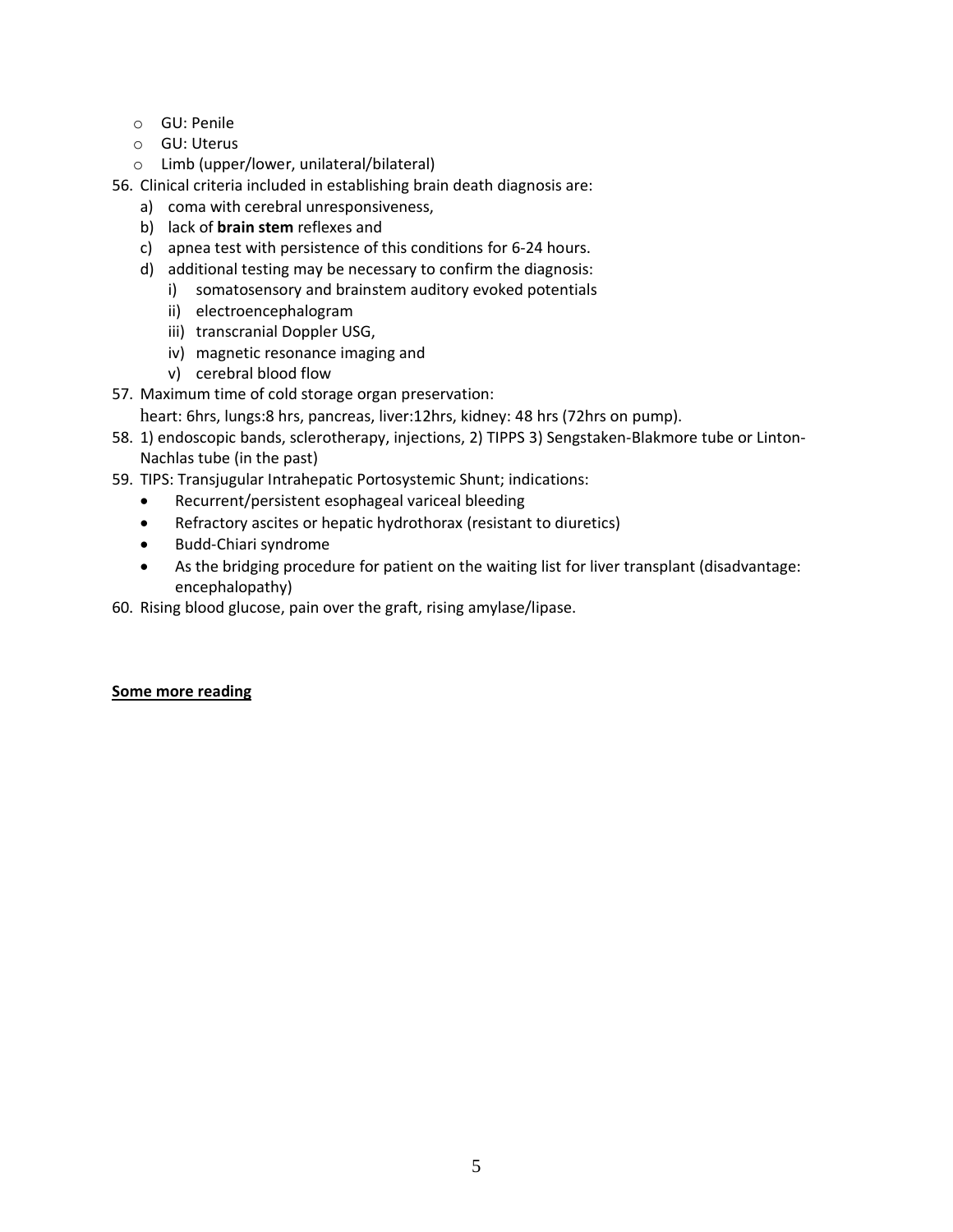- GU: Penile
- GU: Uterus
- Limb (upper/lower, unilateral/bilateral)

56. Clinical criteria included in establishing brain death diagnosis are:
    a) coma with cerebral unresponsiveness,
    b) lack of **brain stem** reflexes and
    c) apnea test with persistence of this conditions for 6-24 hours.
    d) additional testing may be necessary to confirm the diagnosis:
        i) somatosensory and brainstem auditory evoked potentials
        ii) electroencephalogram
        iii) transcranial Doppler USG,
        iv) magnetic resonance imaging and
        v) cerebral blood flow
57. Maximum time of cold storage organ preservation:
    heart: 6hrs, lungs:8 hrs, pancreas, liver:12hrs, kidney: 48 hrs (72hrs on pump).
58. 1) endoscopic bands, sclerotherapy, injections, 2) TIPPS 3) Sengstaken-Blakmore tube or Linton-Nachlas tube (in the past)
59. TIPS: Transjugular Intrahepatic Portosystemic Shunt; indications:
    - Recurrent/persistent esophageal variceal bleeding
    - Refractory ascites or hepatic hydrothorax (resistant to diuretics)
    - Budd-Chiari syndrome
    - As the bridging procedure for patient on the waiting list for liver transplant (disadvantage: encephalopathy)
60. Rising blood glucose, pain over the graft, rising amylase/lipase.

**<u>Some more reading</u>**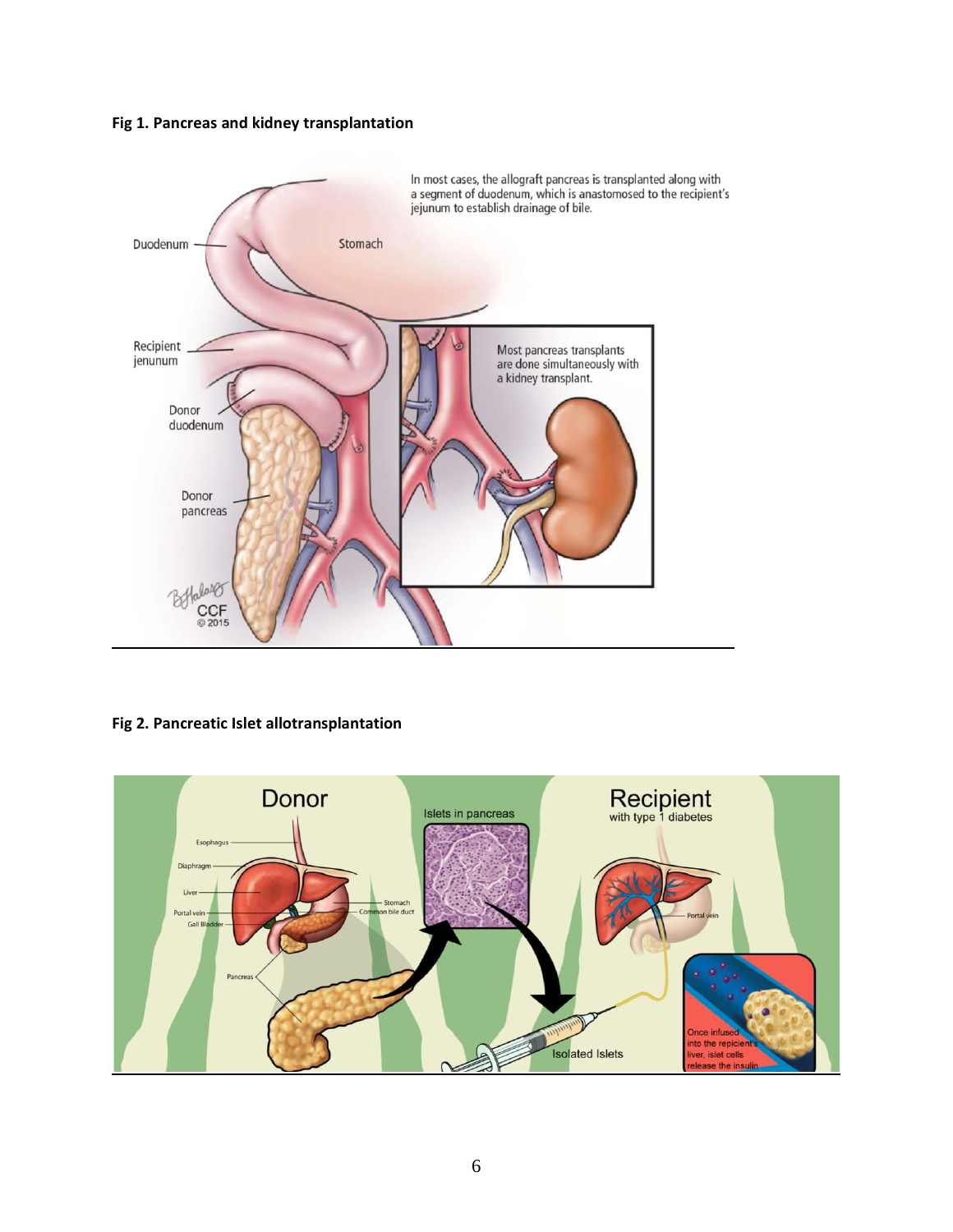**Fig 1. Pancreas and kidney transplantation**

**Fig 2. Pancreatic Islet allotransplantation**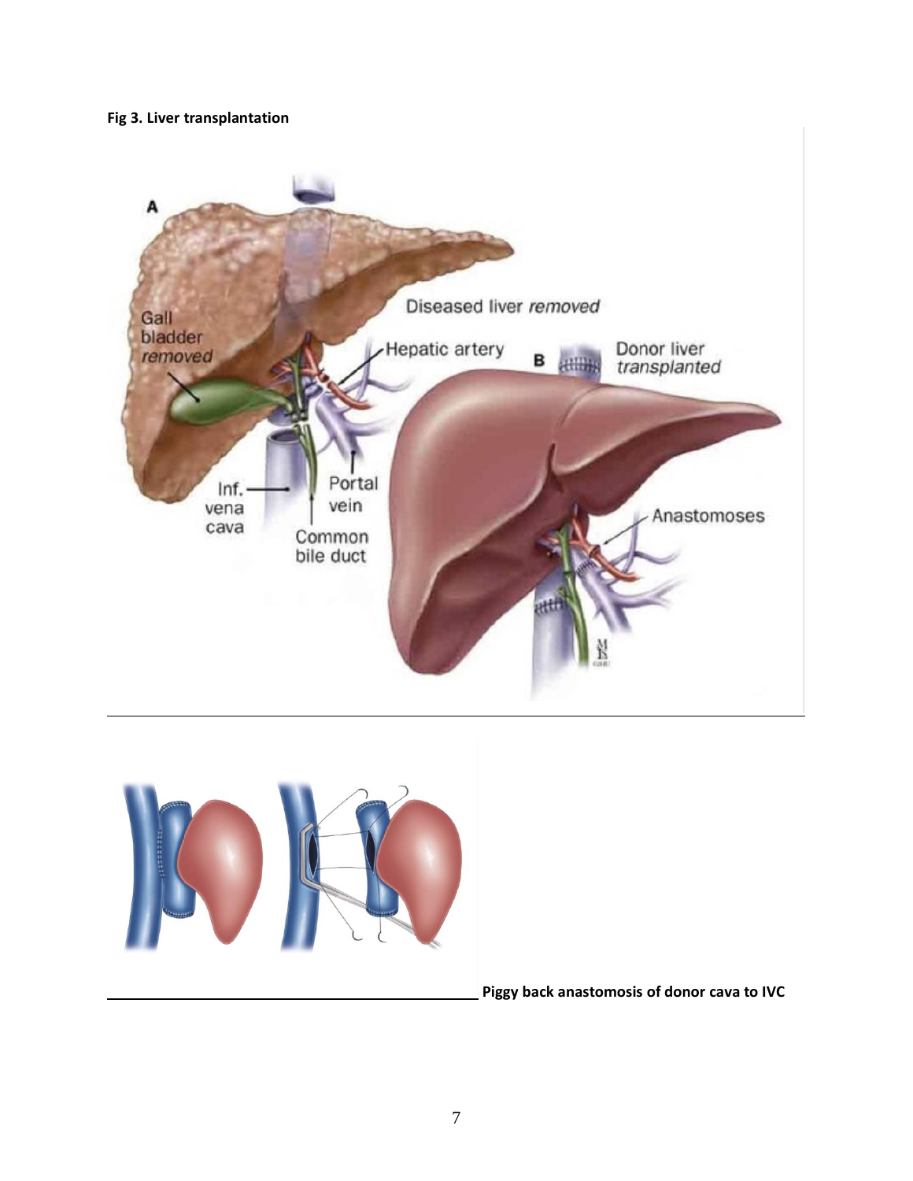**Fig 3. Liver transplantation**

Piggy back anastomosis of donor cava to IVC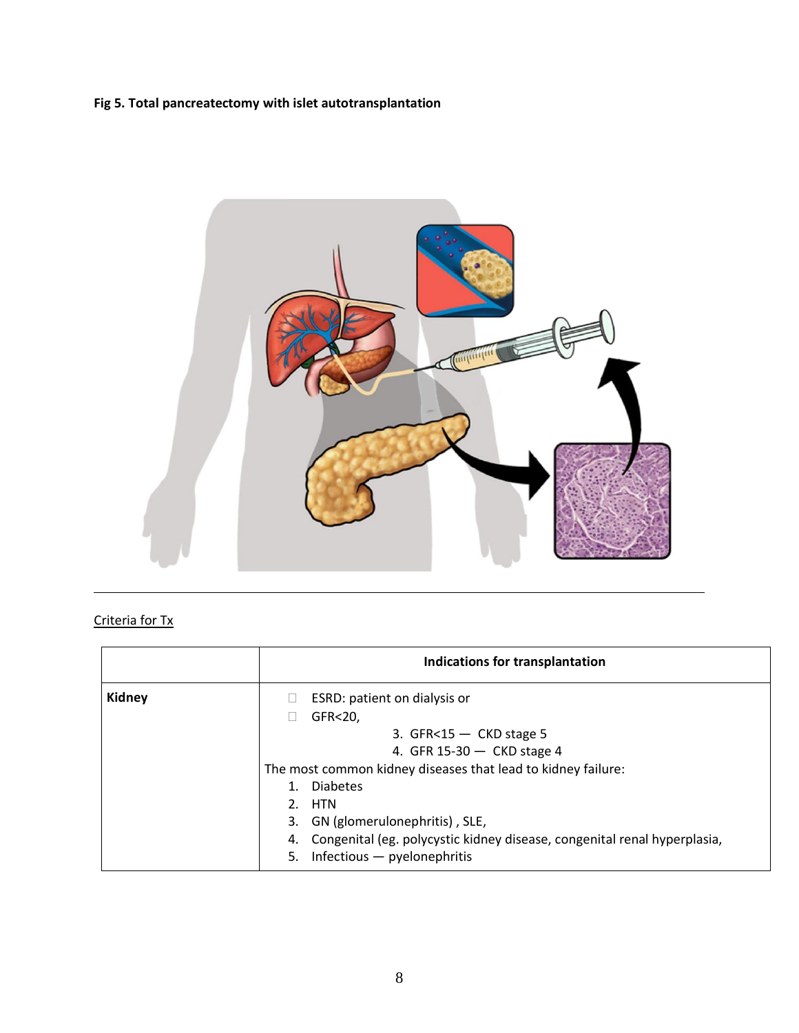**Fig 5. Total pancreatectomy with islet autotransplantation**

Criteria for Tx

| | Indications for transplantation |
|---|---|
| **Kidney** | ESRD: patient on dialysis or<br>GFR<20,<br>3. GFR<15 — CKD stage 5<br>4. GFR 15-30 — CKD stage 4<br>The most common kidney diseases that lead to kidney failure:<br>1. Diabetes<br>2. HTN<br>3. GN (glomerulonephritis) , SLE,<br>4. Congenital (eg. polycystic kidney disease, congenital renal hyperplasia,<br>5. Infectious — pyelonephritis |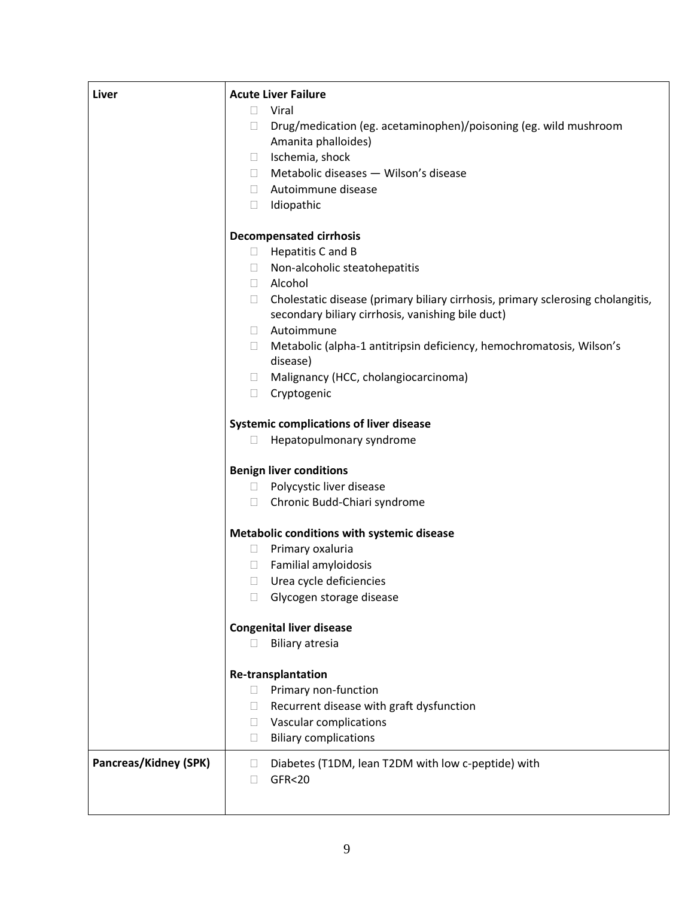| | |
|---|---|
| **Liver** | **Acute Liver Failure**<br>- Viral<br>- Drug/medication (eg. acetaminophen)/poisoning (eg. wild mushroom Amanita phalloides)<br>- Ischemia, shock<br>- Metabolic diseases — Wilson's disease<br>- Autoimmune disease<br>- Idiopathic<br><br>**Decompensated cirrhosis**<br>- Hepatitis C and B<br>- Non-alcoholic steatohepatitis<br>- Alcohol<br>- Cholestatic disease (primary biliary cirrhosis, primary sclerosing cholangitis, secondary biliary cirrhosis, vanishing bile duct)<br>- Autoimmune<br>- Metabolic (alpha-1 antitripsin deficiency, hemochromatosis, Wilson's disease)<br>- Malignancy (HCC, cholangiocarcinoma)<br>- Cryptogenic<br><br>**Systemic complications of liver disease**<br>- Hepatopulmonary syndrome<br><br>**Benign liver conditions**<br>- Polycystic liver disease<br>- Chronic Budd-Chiari syndrome<br><br>**Metabolic conditions with systemic disease**<br>- Primary oxaluria<br>- Familial amyloidosis<br>- Urea cycle deficiencies<br>- Glycogen storage disease<br><br>**Congenital liver disease**<br>- Biliary atresia<br><br>**Re-transplantation**<br>- Primary non-function<br>- Recurrent disease with graft dysfunction<br>- Vascular complications<br>- Biliary complications |
| **Pancreas/Kidney (SPK)** | - Diabetes (T1DM, lean T2DM with low c-peptide) with<br>- GFR<20 |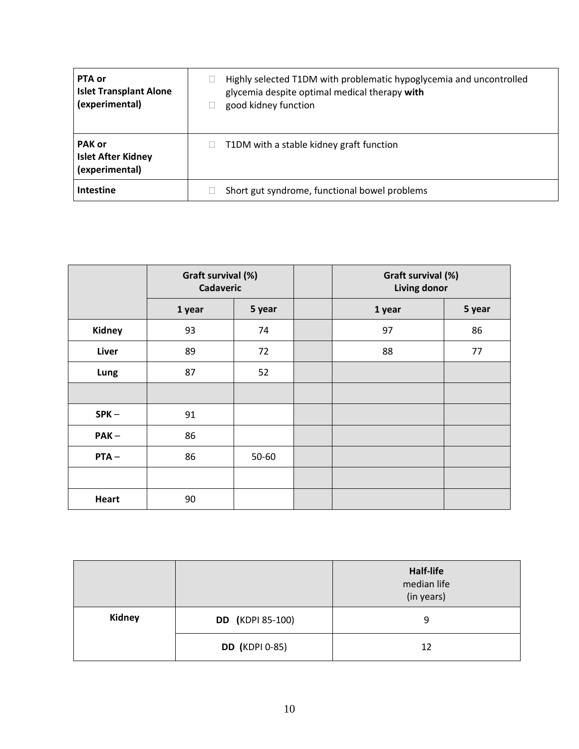| PTA or Islet Transplant Alone (experimental) | - Highly selected T1DM with problematic hypoglycemia and uncontrolled glycemia despite optimal medical therapy **with**<br>- good kidney function |
|---|---|
| **PAK or Islet After Kidney (experimental)** | - T1DM with a stable kidney graft function |
| **Intestine** | - Short gut syndrome, functional bowel problems |

| | Graft survival (%) Cadaveric | | | Graft survival (%) Living donor | |
|---|---|---|---|---|---|
| | **1 year** | **5 year** | | **1 year** | **5 year** |
| **Kidney** | 93 | 74 | | 97 | 86 |
| **Liver** | 89 | 72 | | 88 | 77 |
| **Lung** | 87 | 52 | | | |
| | | | | | |
| **SPK –** | 91 | | | | |
| **PAK –** | 86 | | | | |
| **PTA –** | 86 | 50-60 | | | |
| | | | | | |
| **Heart** | 90 | | | | |

| | | **Half-life** median life (in years) |
|---|---|---|
| **Kidney** | **DD (**KDPI 85-100) | 9 |
| | **DD (**KDPI 0-85) | 12 |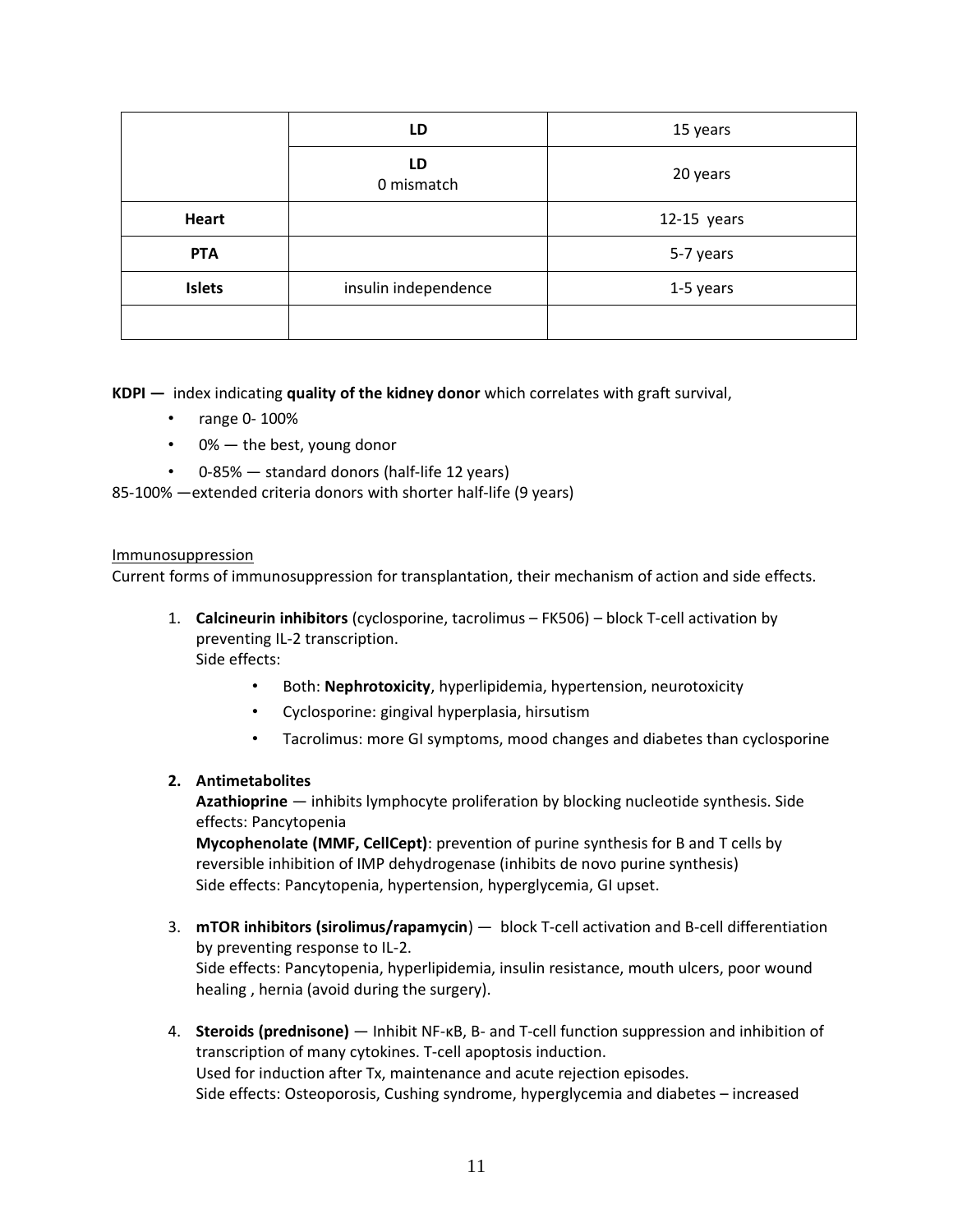| | | |
|---|---|---|
| | **LD** | 15 years |
| | **LD**<br>0 mismatch | 20 years |
| **Heart** | | 12-15 years |
| **PTA** | | 5-7 years |
| **Islets** | insulin independence | 1-5 years |
| | | |

**KDPI —** index indicating **quality of the kidney donor** which correlates with graft survival,

- range 0- 100%
- 0% — the best, young donor
- 0-85% — standard donors (half-life 12 years)

85-100% —extended criteria donors with shorter half-life (9 years)

<u>Immunosuppression</u>

Current forms of immunosuppression for transplantation, their mechanism of action and side effects.

1. **Calcineurin inhibitors** (cyclosporine, tacrolimus – FK506) – block T-cell activation by preventing IL-2 transcription.
   Side effects:
   - Both: **Nephrotoxicity**, hyperlipidemia, hypertension, neurotoxicity
   - Cyclosporine: gingival hyperplasia, hirsutism
   - Tacrolimus: more GI symptoms, mood changes and diabetes than cyclosporine

2. **Antimetabolites**
   **Azathioprine** — inhibits lymphocyte proliferation by blocking nucleotide synthesis. Side effects: Pancytopenia
   **Mycophenolate (MMF, CellCept)**: prevention of purine synthesis for B and T cells by reversible inhibition of IMP dehydrogenase (inhibits de novo purine synthesis)
   Side effects: Pancytopenia, hypertension, hyperglycemia, GI upset.

3. **mTOR inhibitors (sirolimus/rapamycin**) — block T-cell activation and B-cell differentiation by preventing response to IL-2.
   Side effects: Pancytopenia, hyperlipidemia, insulin resistance, mouth ulcers, poor wound healing , hernia (avoid during the surgery).

4. **Steroids (prednisone)** — Inhibit NF-κB, B- and T-cell function suppression and inhibition of transcription of many cytokines. T-cell apoptosis induction.
   Used for induction after Tx, maintenance and acute rejection episodes.
   Side effects: Osteoporosis, Cushing syndrome, hyperglycemia and diabetes – increased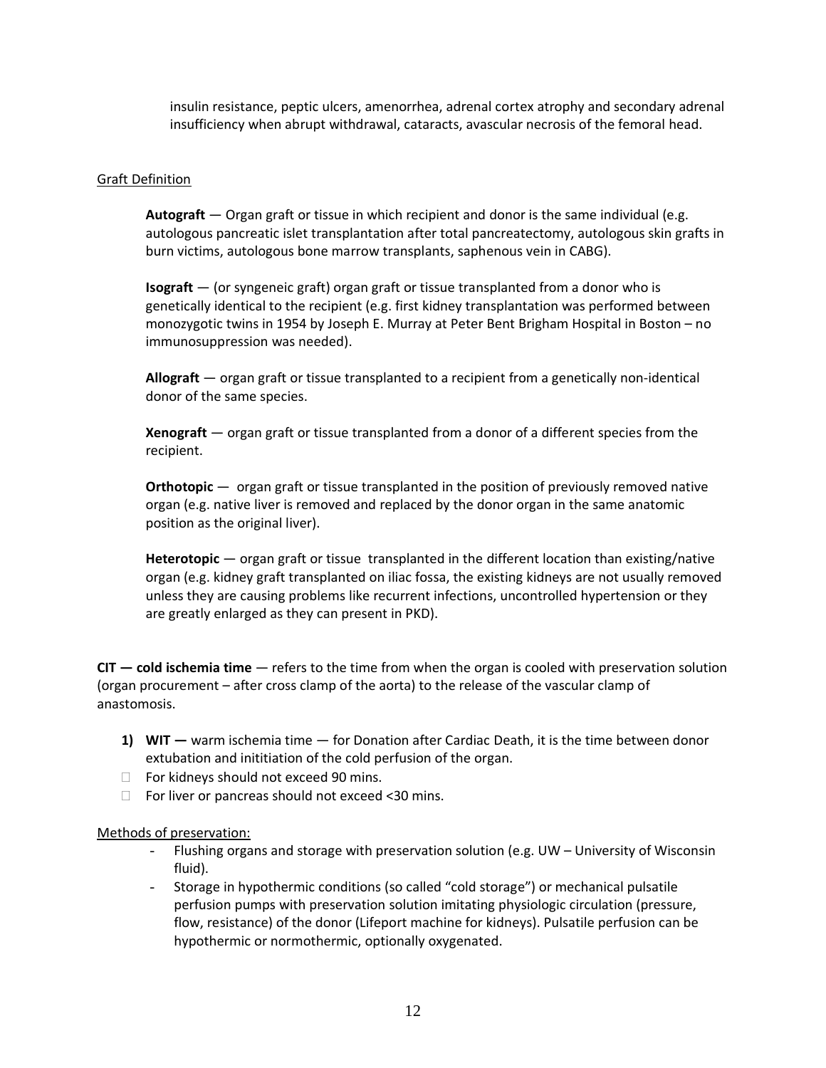insulin resistance, peptic ulcers, amenorrhea, adrenal cortex atrophy and secondary adrenal insufficiency when abrupt withdrawal, cataracts, avascular necrosis of the femoral head.

<u>Graft Definition</u>

**Autograft** — Organ graft or tissue in which recipient and donor is the same individual (e.g. autologous pancreatic islet transplantation after total pancreatectomy, autologous skin grafts in burn victims, autologous bone marrow transplants, saphenous vein in CABG).

**Isograft** — (or syngeneic graft) organ graft or tissue transplanted from a donor who is genetically identical to the recipient (e.g. first kidney transplantation was performed between monozygotic twins in 1954 by Joseph E. Murray at Peter Bent Brigham Hospital in Boston – no immunosuppression was needed).

**Allograft** — organ graft or tissue transplanted to a recipient from a genetically non-identical donor of the same species.

**Xenograft** — organ graft or tissue transplanted from a donor of a different species from the recipient.

**Orthotopic** — organ graft or tissue transplanted in the position of previously removed native organ (e.g. native liver is removed and replaced by the donor organ in the same anatomic position as the original liver).

**Heterotopic** — organ graft or tissue transplanted in the different location than existing/native organ (e.g. kidney graft transplanted on iliac fossa, the existing kidneys are not usually removed unless they are causing problems like recurrent infections, uncontrolled hypertension or they are greatly enlarged as they can present in PKD).

**CIT — cold ischemia time** — refers to the time from when the organ is cooled with preservation solution (organ procurement – after cross clamp of the aorta) to the release of the vascular clamp of anastomosis.

1) **WIT —** warm ischemia time — for Donation after Cardiac Death, it is the time between donor extubation and inititiation of the cold perfusion of the organ.

- For kidneys should not exceed 90 mins.
- For liver or pancreas should not exceed <30 mins.

<u>Methods of preservation:</u>

- Flushing organs and storage with preservation solution (e.g. UW – University of Wisconsin fluid).
- Storage in hypothermic conditions (so called "cold storage") or mechanical pulsatile perfusion pumps with preservation solution imitating physiologic circulation (pressure, flow, resistance) of the donor (Lifeport machine for kidneys). Pulsatile perfusion can be hypothermic or normothermic, optionally oxygenated.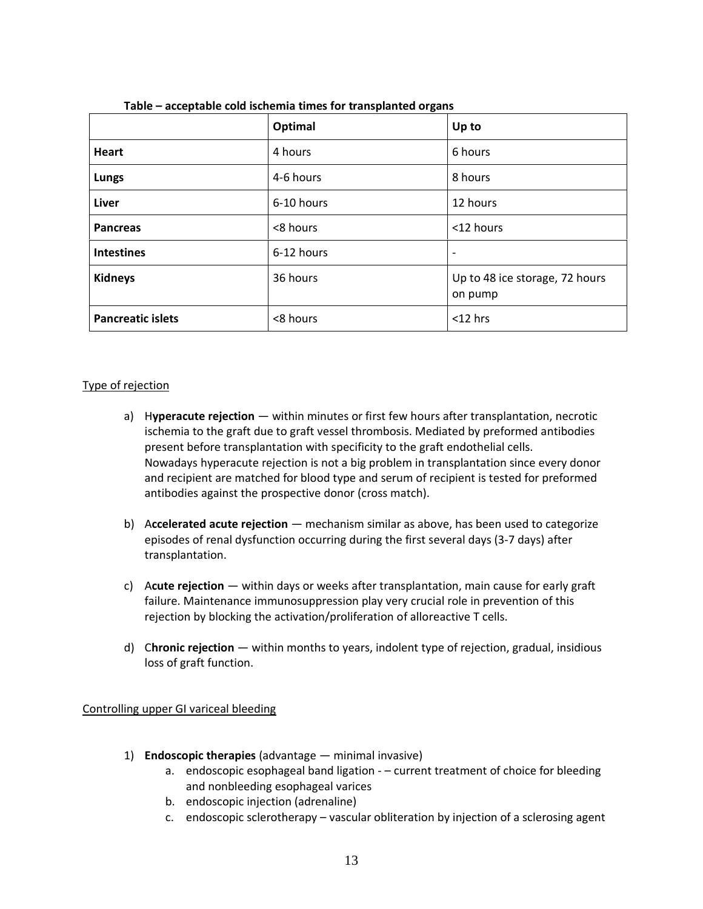**Table – acceptable cold ischemia times for transplanted organs**

| | Optimal | Up to |
|---|---|---|
| **Heart** | 4 hours | 6 hours |
| **Lungs** | 4-6 hours | 8 hours |
| **Liver** | 6-10 hours | 12 hours |
| **Pancreas** | <8 hours | <12 hours |
| **Intestines** | 6-12 hours | - |
| **Kidneys** | 36 hours | Up to 48 ice storage, 72 hours on pump |
| **Pancreatic islets** | <8 hours | <12 hrs |

Type of rejection

a) H**yperacute rejection** — within minutes or first few hours after transplantation, necrotic ischemia to the graft due to graft vessel thrombosis. Mediated by preformed antibodies present before transplantation with specificity to the graft endothelial cells.
Nowadays hyperacute rejection is not a big problem in transplantation since every donor and recipient are matched for blood type and serum of recipient is tested for preformed antibodies against the prospective donor (cross match).

b) A**ccelerated acute rejection** — mechanism similar as above, has been used to categorize episodes of renal dysfunction occurring during the first several days (3-7 days) after transplantation.

c) A**cute rejection** — within days or weeks after transplantation, main cause for early graft failure. Maintenance immunosuppression play very crucial role in prevention of this rejection by blocking the activation/proliferation of alloreactive T cells.

d) C**hronic rejection** — within months to years, indolent type of rejection, gradual, insidious loss of graft function.

Controlling upper GI variceal bleeding

1) **Endoscopic therapies** (advantage — minimal invasive)
    a. endoscopic esophageal band ligation - – current treatment of choice for bleeding and nonbleeding esophageal varices
    b. endoscopic injection (adrenaline)
    c. endoscopic sclerotherapy – vascular obliteration by injection of a sclerosing agent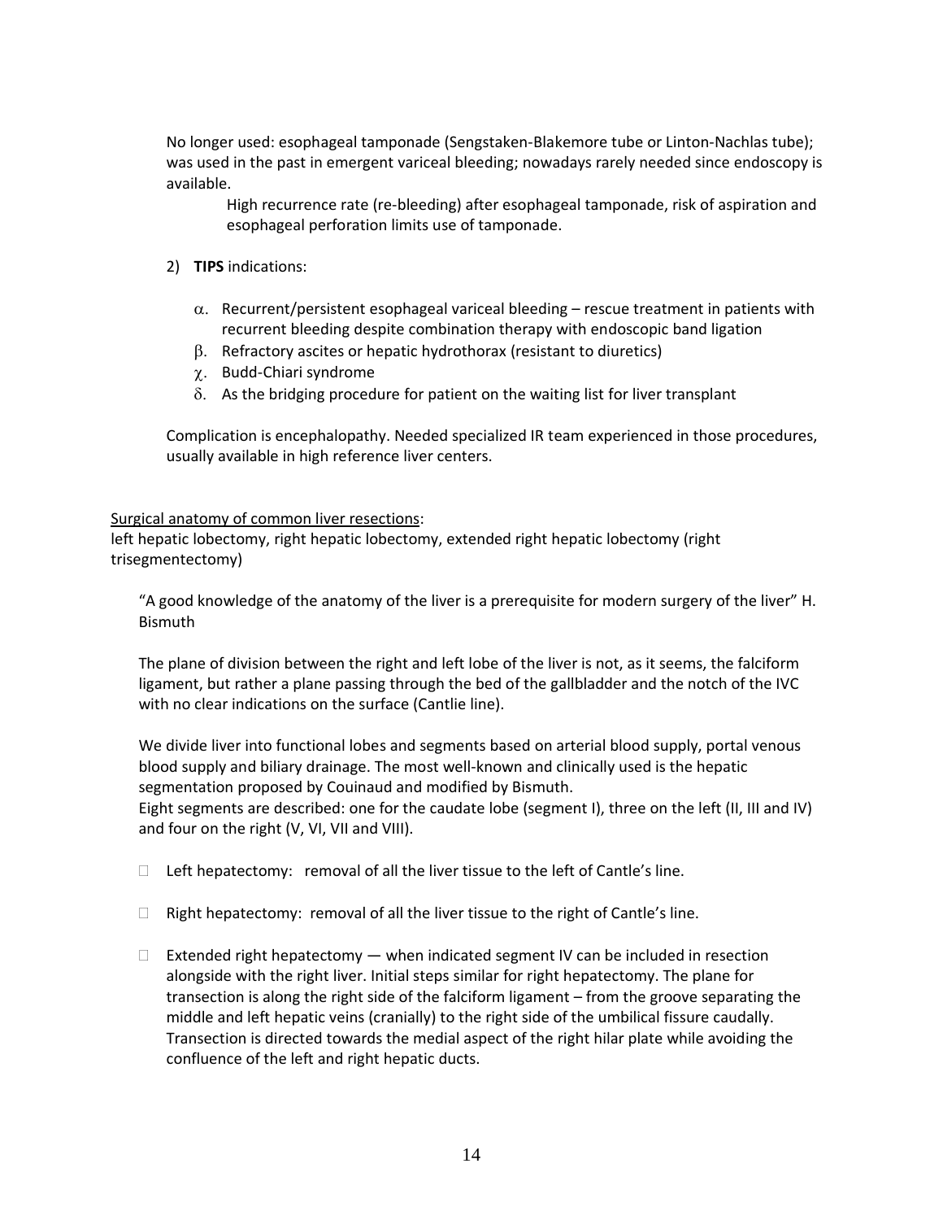No longer used: esophageal tamponade (Sengstaken-Blakemore tube or Linton-Nachlas tube); was used in the past in emergent variceal bleeding; nowadays rarely needed since endoscopy is available.

> High recurrence rate (re-bleeding) after esophageal tamponade, risk of aspiration and esophageal perforation limits use of tamponade.

2) **TIPS** indications:

   α. Recurrent/persistent esophageal variceal bleeding – rescue treatment in patients with recurrent bleeding despite combination therapy with endoscopic band ligation
   β. Refractory ascites or hepatic hydrothorax (resistant to diuretics)
   χ. Budd-Chiari syndrome
   δ. As the bridging procedure for patient on the waiting list for liver transplant

Complication is encephalopathy. Needed specialized IR team experienced in those procedures, usually available in high reference liver centers.

<u>Surgical anatomy of common liver resections</u>:
left hepatic lobectomy, right hepatic lobectomy, extended right hepatic lobectomy (right trisegmentectomy)

"A good knowledge of the anatomy of the liver is a prerequisite for modern surgery of the liver" H. Bismuth

The plane of division between the right and left lobe of the liver is not, as it seems, the falciform ligament, but rather a plane passing through the bed of the gallbladder and the notch of the IVC with no clear indications on the surface (Cantlie line).

We divide liver into functional lobes and segments based on arterial blood supply, portal venous blood supply and biliary drainage. The most well-known and clinically used is the hepatic segmentation proposed by Couinaud and modified by Bismuth.
Eight segments are described: one for the caudate lobe (segment I), three on the left (II, III and IV) and four on the right (V, VI, VII and VIII).

- Left hepatectomy: removal of all the liver tissue to the left of Cantle's line.
- Right hepatectomy: removal of all the liver tissue to the right of Cantle's line.
- Extended right hepatectomy — when indicated segment IV can be included in resection alongside with the right liver. Initial steps similar for right hepatectomy. The plane for transection is along the right side of the falciform ligament – from the groove separating the middle and left hepatic veins (cranially) to the right side of the umbilical fissure caudally. Transection is directed towards the medial aspect of the right hilar plate while avoiding the confluence of the left and right hepatic ducts.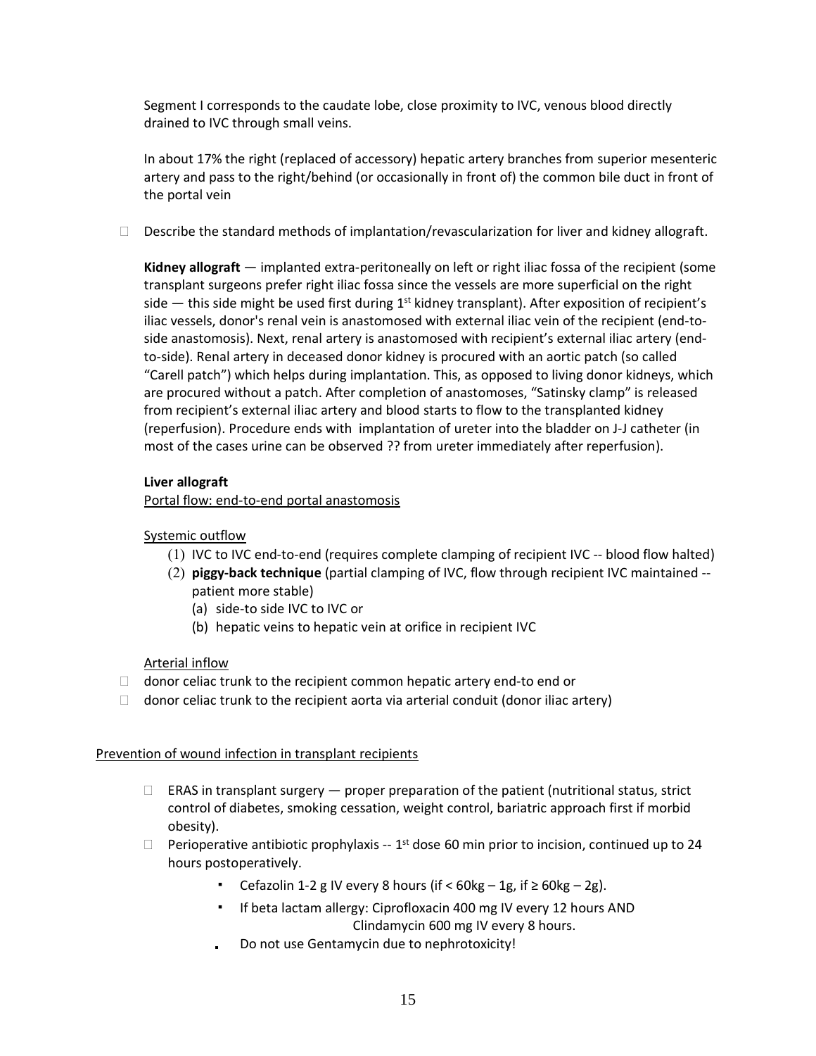Segment I corresponds to the caudate lobe, close proximity to IVC, venous blood directly drained to IVC through small veins.

In about 17% the right (replaced of accessory) hepatic artery branches from superior mesenteric artery and pass to the right/behind (or occasionally in front of) the common bile duct in front of the portal vein

- Describe the standard methods of implantation/revascularization for liver and kidney allograft.

**Kidney allograft** — implanted extra-peritoneally on left or right iliac fossa of the recipient (some transplant surgeons prefer right iliac fossa since the vessels are more superficial on the right side — this side might be used first during 1st kidney transplant). After exposition of recipient's iliac vessels, donor's renal vein is anastomosed with external iliac vein of the recipient (end-to-side anastomosis). Next, renal artery is anastomosed with recipient's external iliac artery (end-to-side). Renal artery in deceased donor kidney is procured with an aortic patch (so called "Carell patch") which helps during implantation. This, as opposed to living donor kidneys, which are procured without a patch. After completion of anastomoses, "Satinsky clamp" is released from recipient's external iliac artery and blood starts to flow to the transplanted kidney (reperfusion). Procedure ends with implantation of ureter into the bladder on J-J catheter (in most of the cases urine can be observed ?? from ureter immediately after reperfusion).

**Liver allograft**

Portal flow: end-to-end portal anastomosis

Systemic outflow

1. IVC to IVC end-to-end (requires complete clamping of recipient IVC -- blood flow halted)
2. **piggy-back technique** (partial clamping of IVC, flow through recipient IVC maintained -- patient more stable)
   - (a) side-to side IVC to IVC or
   - (b) hepatic veins to hepatic vein at orifice in recipient IVC

Arterial inflow

- donor celiac trunk to the recipient common hepatic artery end-to end or
- donor celiac trunk to the recipient aorta via arterial conduit (donor iliac artery)

Prevention of wound infection in transplant recipients

- ERAS in transplant surgery — proper preparation of the patient (nutritional status, strict control of diabetes, smoking cessation, weight control, bariatric approach first if morbid obesity).
- Perioperative antibiotic prophylaxis -- 1st dose 60 min prior to incision, continued up to 24 hours postoperatively.
  - Cefazolin 1-2 g IV every 8 hours (if < 60kg – 1g, if ≥ 60kg – 2g).
  - If beta lactam allergy: Ciprofloxacin 400 mg IV every 12 hours AND Clindamycin 600 mg IV every 8 hours.
  - Do not use Gentamycin due to nephrotoxicity!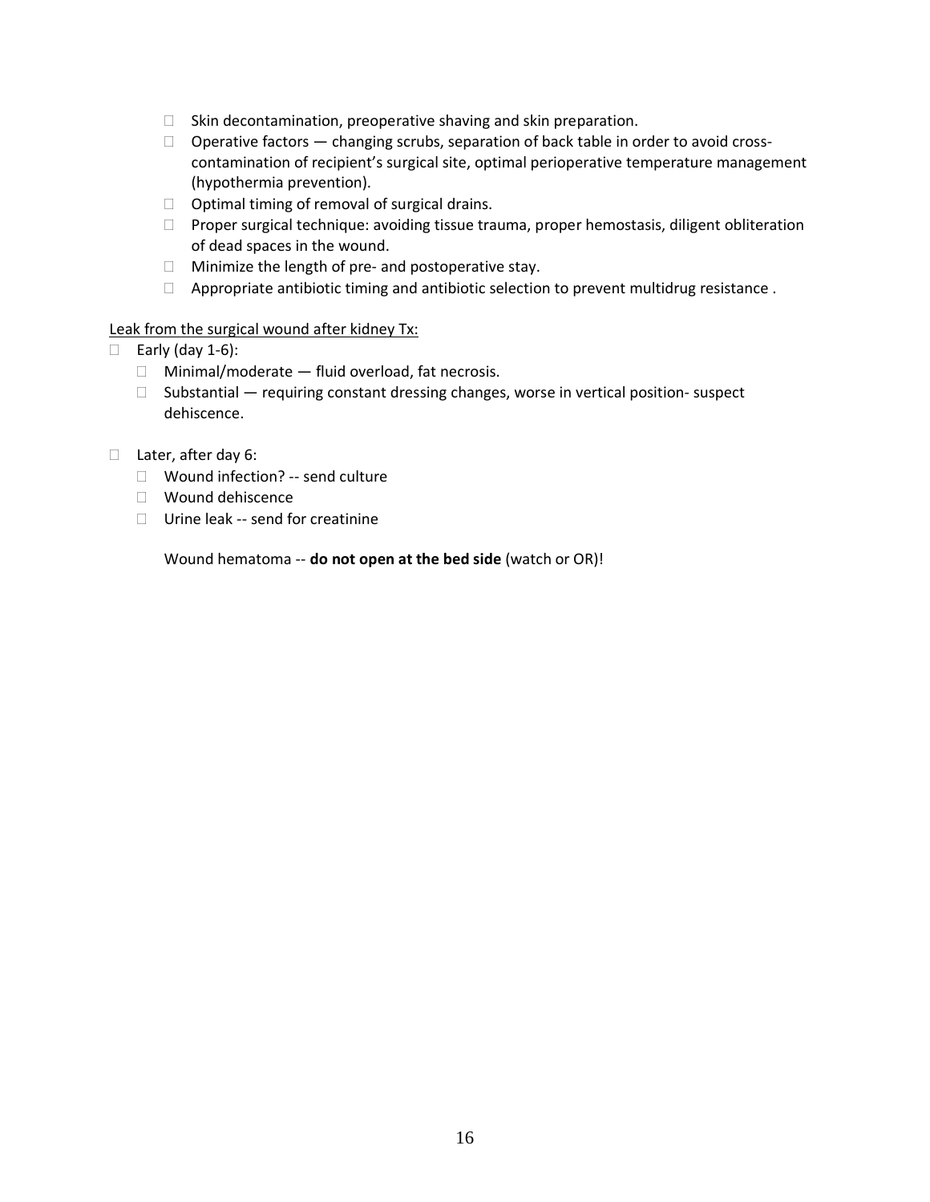- Skin decontamination, preoperative shaving and skin preparation.
- Operative factors — changing scrubs, separation of back table in order to avoid cross-contamination of recipient's surgical site, optimal perioperative temperature management (hypothermia prevention).
- Optimal timing of removal of surgical drains.
- Proper surgical technique: avoiding tissue trauma, proper hemostasis, diligent obliteration of dead spaces in the wound.
- Minimize the length of pre- and postoperative stay.
- Appropriate antibiotic timing and antibiotic selection to prevent multidrug resistance .

<u>Leak from the surgical wound after kidney Tx:</u>

- Early (day 1-6):
  - Minimal/moderate — fluid overload, fat necrosis.
  - Substantial — requiring constant dressing changes, worse in vertical position- suspect dehiscence.

- Later, after day 6:
  - Wound infection? -- send culture
  - Wound dehiscence
  - Urine leak -- send for creatinine

  Wound hematoma -- **do not open at the bed side** (watch or OR)!